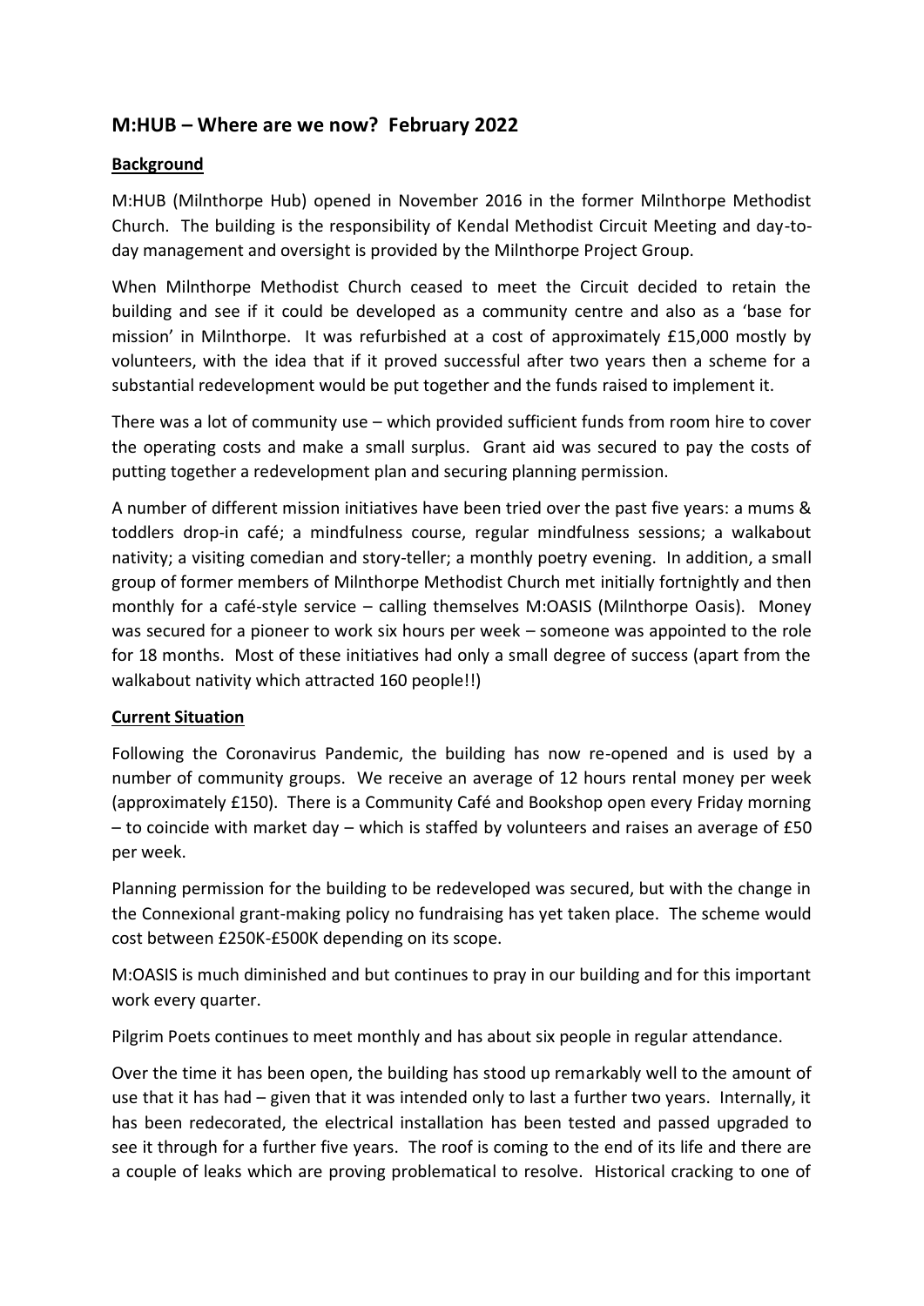## M:HUB – Where are we now? February 2022

**Background**

M:HUB (Milnthorpe Hub) opened in November 2016 in the former Milnthorpe Methodist Church. The building is the responsibility of Kendal Methodist Circuit Meeting and day-to-day management and oversight is provided by the Milnthorpe Project Group.

When Milnthorpe Methodist Church ceased to meet the Circuit decided to retain the building and see if it could be developed as a community centre and also as a 'base for mission' in Milnthorpe. It was refurbished at a cost of approximately £15,000 mostly by volunteers, with the idea that if it proved successful after two years then a scheme for a substantial redevelopment would be put together and the funds raised to implement it.

There was a lot of community use – which provided sufficient funds from room hire to cover the operating costs and make a small surplus. Grant aid was secured to pay the costs of putting together a redevelopment plan and securing planning permission.

A number of different mission initiatives have been tried over the past five years: a mums & toddlers drop-in café; a mindfulness course, regular mindfulness sessions; a walkabout nativity; a visiting comedian and story-teller; a monthly poetry evening. In addition, a small group of former members of Milnthorpe Methodist Church met initially fortnightly and then monthly for a café-style service – calling themselves M:OASIS (Milnthorpe Oasis). Money was secured for a pioneer to work six hours per week – someone was appointed to the role for 18 months. Most of these initiatives had only a small degree of success (apart from the walkabout nativity which attracted 160 people!!)

**Current Situation**

Following the Coronavirus Pandemic, the building has now re-opened and is used by a number of community groups. We receive an average of 12 hours rental money per week (approximately £150). There is a Community Café and Bookshop open every Friday morning – to coincide with market day – which is staffed by volunteers and raises an average of £50 per week.

Planning permission for the building to be redeveloped was secured, but with the change in the Connexional grant-making policy no fundraising has yet taken place. The scheme would cost between £250K-£500K depending on its scope.

M:OASIS is much diminished and but continues to pray in our building and for this important work every quarter.

Pilgrim Poets continues to meet monthly and has about six people in regular attendance.

Over the time it has been open, the building has stood up remarkably well to the amount of use that it has had – given that it was intended only to last a further two years. Internally, it has been redecorated, the electrical installation has been tested and passed upgraded to see it through for a further five years. The roof is coming to the end of its life and there are a couple of leaks which are proving problematical to resolve. Historical cracking to one of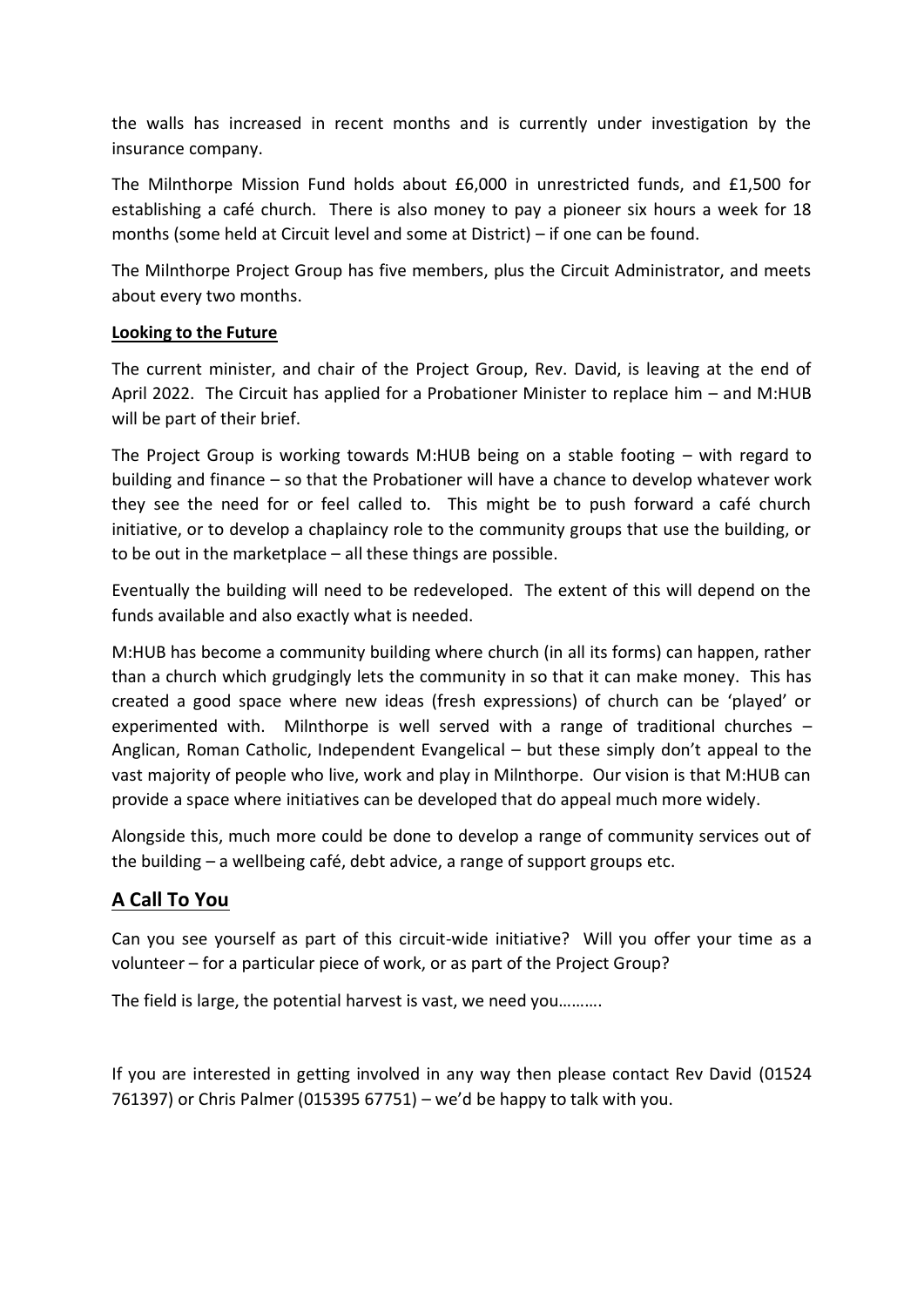the walls has increased in recent months and is currently under investigation by the insurance company.

The Milnthorpe Mission Fund holds about £6,000 in unrestricted funds, and £1,500 for establishing a café church. There is also money to pay a pioneer six hours a week for 18 months (some held at Circuit level and some at District) – if one can be found.

The Milnthorpe Project Group has five members, plus the Circuit Administrator, and meets about every two months.

**Looking to the Future**

The current minister, and chair of the Project Group, Rev. David, is leaving at the end of April 2022. The Circuit has applied for a Probationer Minister to replace him – and M:HUB will be part of their brief.

The Project Group is working towards M:HUB being on a stable footing – with regard to building and finance – so that the Probationer will have a chance to develop whatever work they see the need for or feel called to. This might be to push forward a café church initiative, or to develop a chaplaincy role to the community groups that use the building, or to be out in the marketplace – all these things are possible.

Eventually the building will need to be redeveloped. The extent of this will depend on the funds available and also exactly what is needed.

M:HUB has become a community building where church (in all its forms) can happen, rather than a church which grudgingly lets the community in so that it can make money. This has created a good space where new ideas (fresh expressions) of church can be 'played' or experimented with. Milnthorpe is well served with a range of traditional churches – Anglican, Roman Catholic, Independent Evangelical – but these simply don't appeal to the vast majority of people who live, work and play in Milnthorpe. Our vision is that M:HUB can provide a space where initiatives can be developed that do appeal much more widely.

Alongside this, much more could be done to develop a range of community services out of the building – a wellbeing café, debt advice, a range of support groups etc.

## A Call To You

Can you see yourself as part of this circuit-wide initiative? Will you offer your time as a volunteer – for a particular piece of work, or as part of the Project Group?

The field is large, the potential harvest is vast, we need you……….

If you are interested in getting involved in any way then please contact Rev David (01524 761397) or Chris Palmer (015395 67751) – we'd be happy to talk with you.